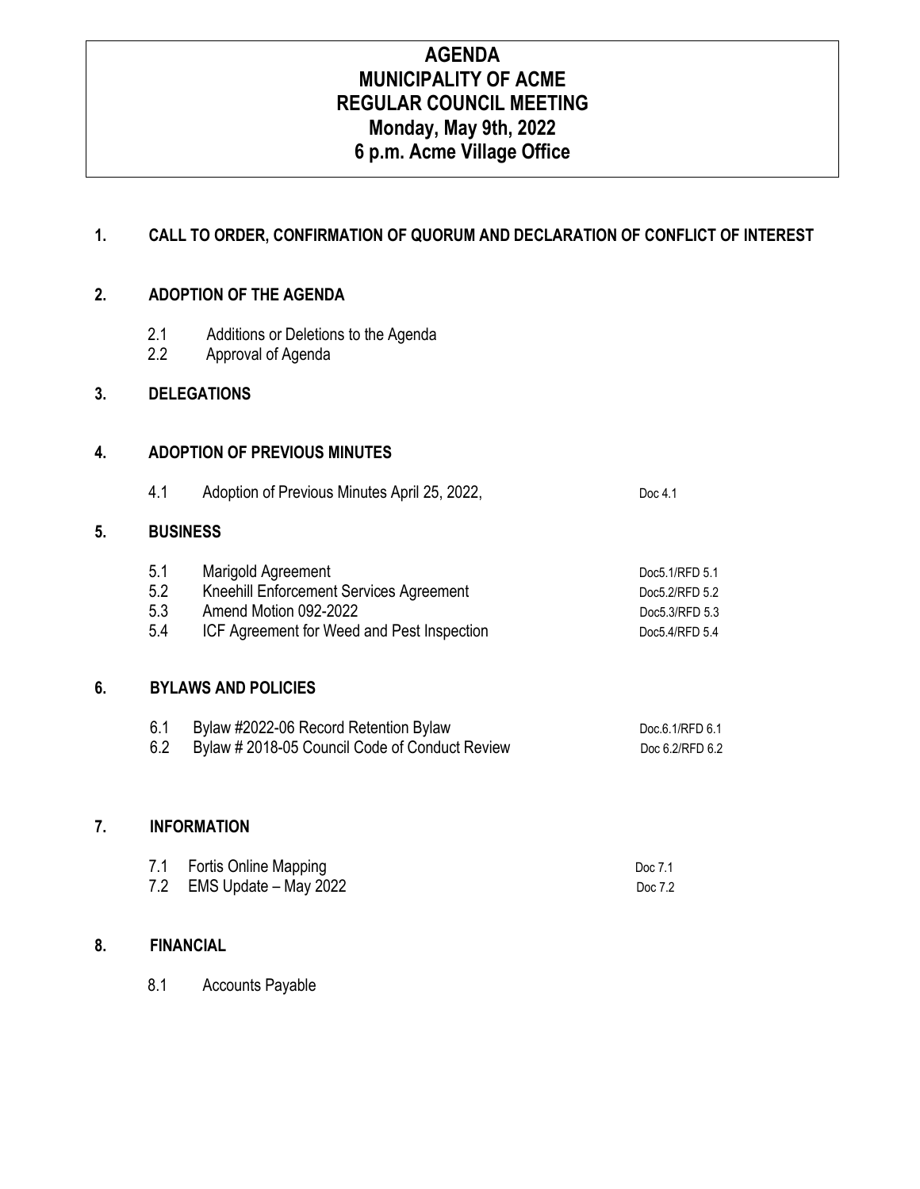# AGENDA
# MUNICIPALITY OF ACME
# REGULAR COUNCIL MEETING
# Monday, May 9th, 2022
# 6 p.m. Acme Village Office

## 1. CALL TO ORDER, CONFIRMATION OF QUORUM AND DECLARATION OF CONFLICT OF INTEREST

## 2. ADOPTION OF THE AGENDA

2.1 Additions or Deletions to the Agenda
2.2 Approval of Agenda

## 3. DELEGATIONS

## 4. ADOPTION OF PREVIOUS MINUTES

| | | |
|---|---|---|
| 4.1 | Adoption of Previous Minutes April 25, 2022, | Doc 4.1 |

## 5. BUSINESS

| | | |
|---|---|---|
| 5.1 | Marigold Agreement | Doc5.1/RFD 5.1 |
| 5.2 | Kneehill Enforcement Services Agreement | Doc5.2/RFD 5.2 |
| 5.3 | Amend Motion 092-2022 | Doc5.3/RFD 5.3 |
| 5.4 | ICF Agreement for Weed and Pest Inspection | Doc5.4/RFD 5.4 |

## 6. BYLAWS AND POLICIES

| | | |
|---|---|---|
| 6.1 | Bylaw #2022-06 Record Retention Bylaw | Doc.6.1/RFD 6.1 |
| 6.2 | Bylaw # 2018-05 Council Code of Conduct Review | Doc 6.2/RFD 6.2 |

## 7. INFORMATION

| | | |
|---|---|---|
| 7.1 | Fortis Online Mapping | Doc 7.1 |
| 7.2 | EMS Update – May 2022 | Doc 7.2 |

## 8. FINANCIAL

8.1 Accounts Payable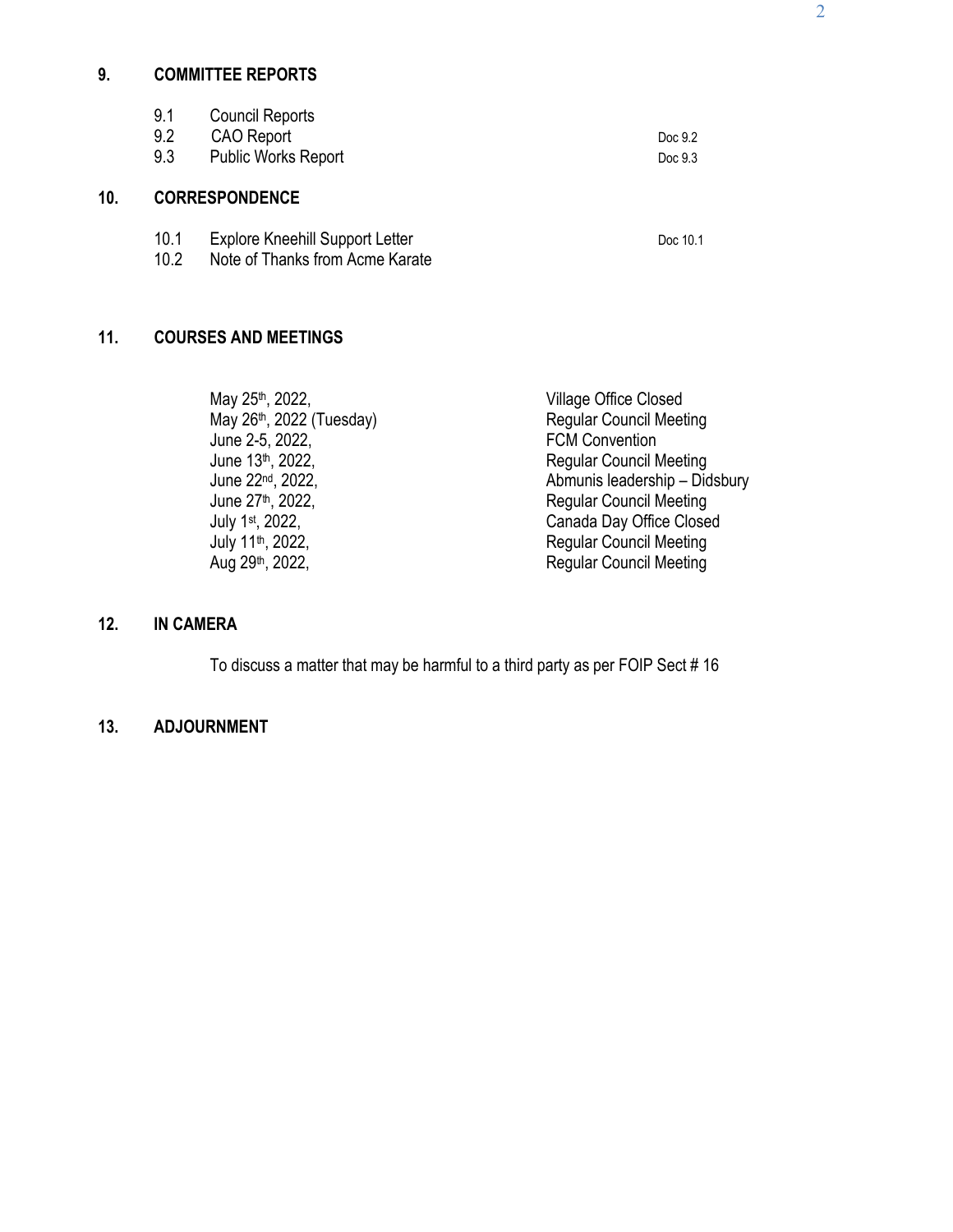## 9. COMMITTEE REPORTS

| | | |
|---|---|---|
| 9.1 | Council Reports | |
| 9.2 | CAO Report | Doc 9.2 |
| 9.3 | Public Works Report | Doc 9.3 |

## 10. CORRESPONDENCE

| | | |
|---|---|---|
| 10.1 | Explore Kneehill Support Letter | Doc 10.1 |
| 10.2 | Note of Thanks from Acme Karate | |

## 11. COURSES AND MEETINGS

| | |
|---|---|
| May 25th, 2022, | Village Office Closed |
| May 26th, 2022 (Tuesday) | Regular Council Meeting |
| June 2-5, 2022, | FCM Convention |
| June 13th, 2022, | Regular Council Meeting |
| June 22nd, 2022, | Abmunis leadership – Didsbury |
| June 27th, 2022, | Regular Council Meeting |
| July 1st, 2022, | Canada Day Office Closed |
| July 11th, 2022, | Regular Council Meeting |
| Aug 29th, 2022, | Regular Council Meeting |

## 12. IN CAMERA

To discuss a matter that may be harmful to a third party as per FOIP Sect # 16

## 13. ADJOURNMENT